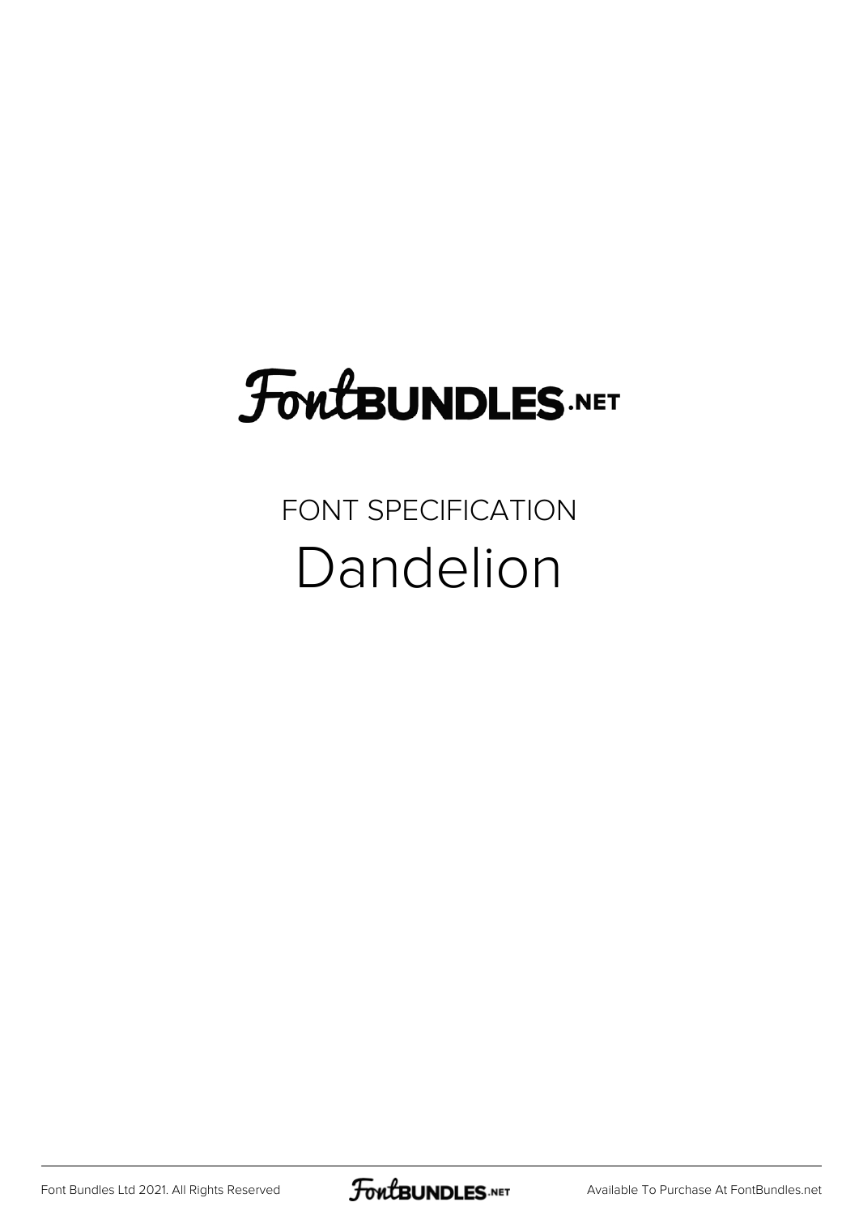# FontBUNDLES.NET

## FONT SPECIFICATION

# Dandelion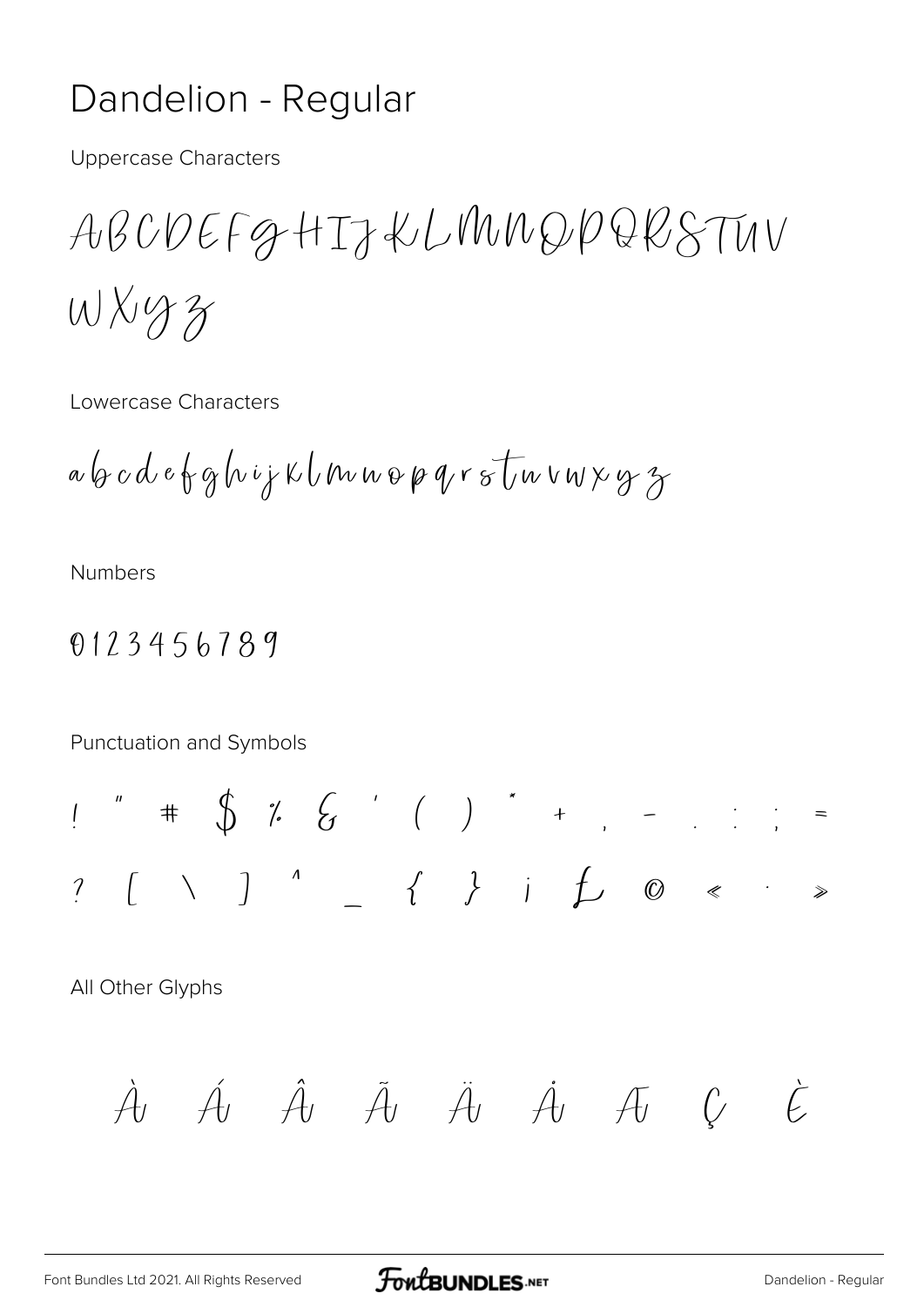# Dandelion - Regular

Uppercase Characters

ABCDEFGHIJKLMNOPQRSTUV

WXYZ

Lowercase Characters

abcdefghijklmnopqrstuvwxyz

Numbers

0123456789

Punctuation and Symbols

! " # $ % & ' ( ) * + , - . : ; =

? [ \ ] ^ _ { } ¡ £ © « · »

All Other Glyphs

À Á Â Ã Ä Å Æ Ç È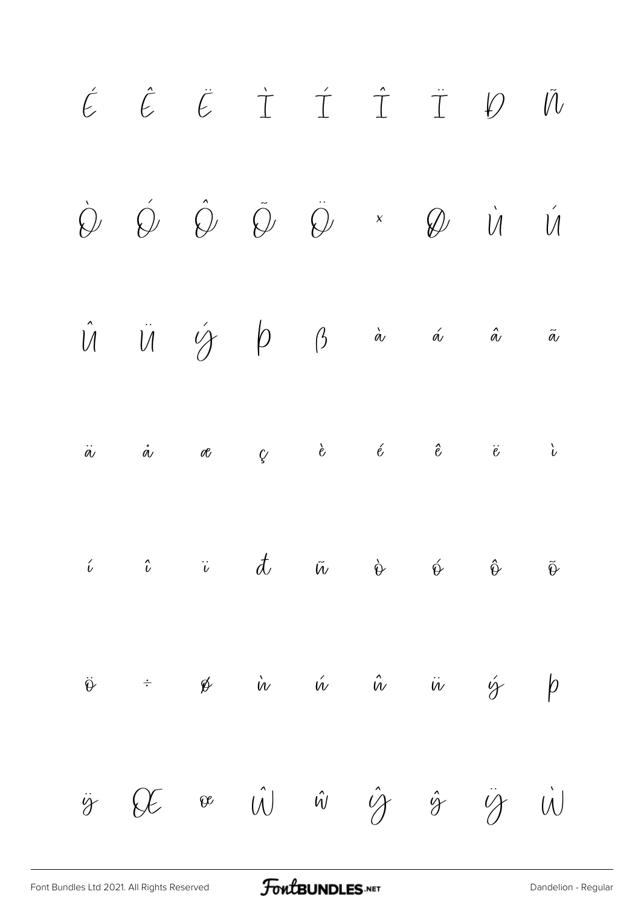É Ê Ë Ì Í Î Ï Ð Ñ

Ò Ó Ô Õ Ö × Ø Ù Ú

Û Ü Ý Þ ß à á â ã

ä å æ ç è é ê ë ì

í î ï ð ñ ò ó ô õ

ö ÷ ø ù ú û ü ý þ

ÿ Œ œ Ŵ ŵ Ŷ ŷ Ÿ Ẁ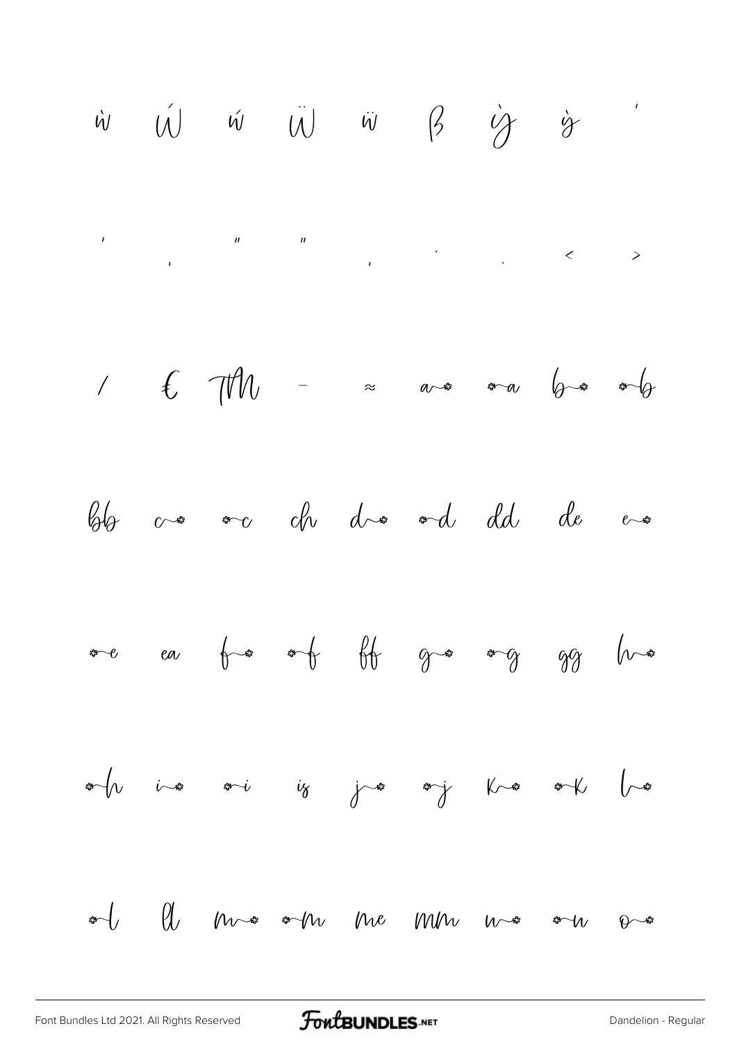ẁ Ẃ ẃ Ẅ ẅ ẞ Ỳ ỳ '

' , " " , · · < >

/ € ™ – ≈ a a b b

bb c c ch d d dd de e

e ea f f ff g g gg h

h i i is j j k k l

l ll m m me mm n n o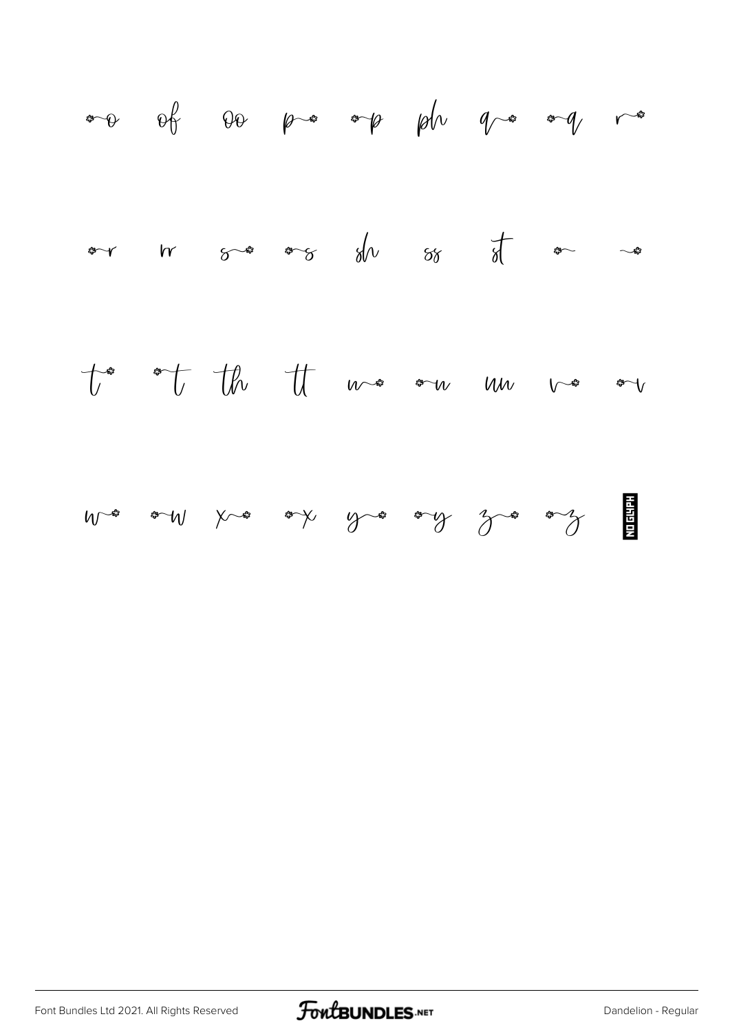o of oo p p ph q q r

r rr s s sh ss st

t t th tt u u uu v v

w w x x y y z z NO GLYPH